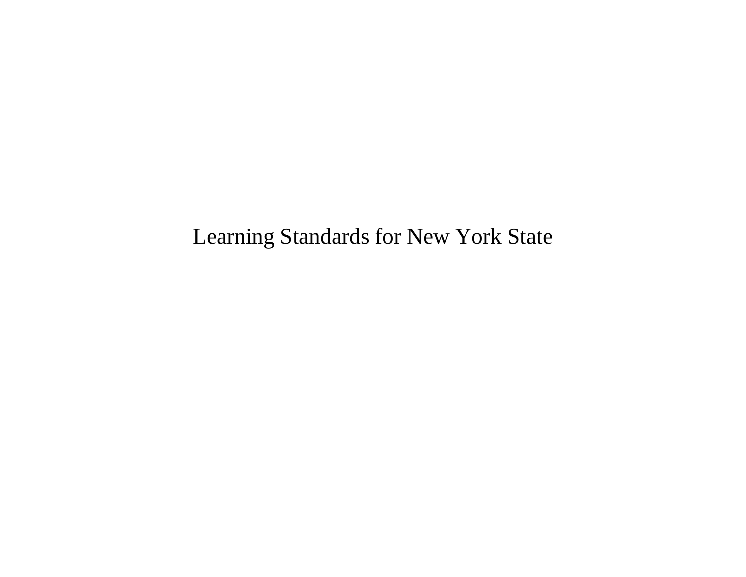# Learning Standards for New York State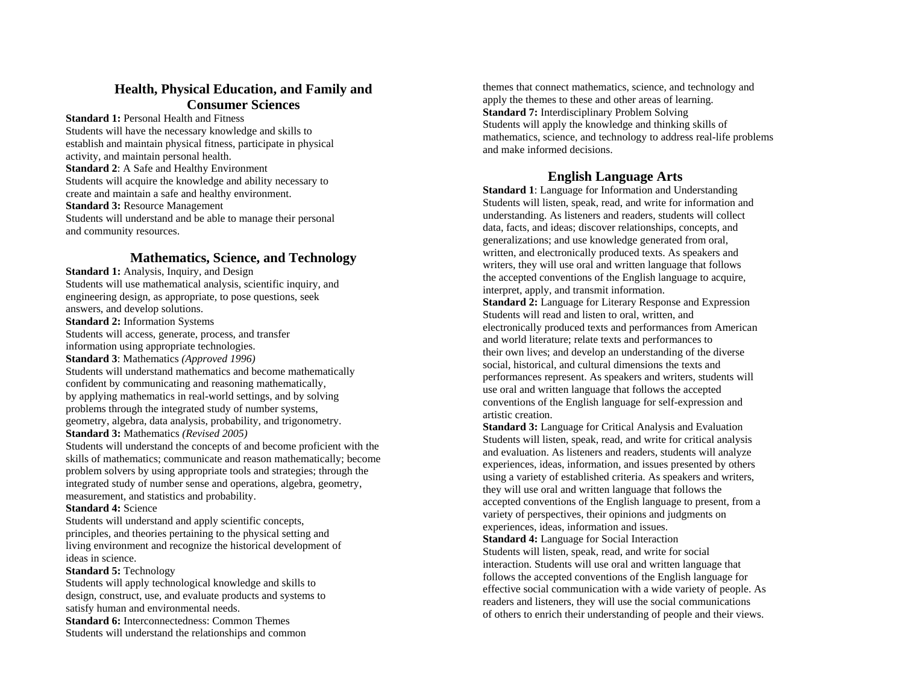## Health, Physical Education, and Family and Consumer Sciences

**Standard 1:** Personal Health and Fitness
Students will have the necessary knowledge and skills to establish and maintain physical fitness, participate in physical activity, and maintain personal health.
**Standard 2**: A Safe and Healthy Environment
Students will acquire the knowledge and ability necessary to create and maintain a safe and healthy environment.
**Standard 3:** Resource Management
Students will understand and be able to manage their personal and community resources.

## Mathematics, Science, and Technology

**Standard 1:** Analysis, Inquiry, and Design
Students will use mathematical analysis, scientific inquiry, and engineering design, as appropriate, to pose questions, seek answers, and develop solutions.
**Standard 2:** Information Systems
Students will access, generate, process, and transfer information using appropriate technologies.
**Standard 3**: Mathematics *(Approved 1996)*
Students will understand mathematics and become mathematically confident by communicating and reasoning mathematically, by applying mathematics in real-world settings, and by solving problems through the integrated study of number systems, geometry, algebra, data analysis, probability, and trigonometry.
**Standard 3:** Mathematics *(Revised 2005)*
Students will understand the concepts of and become proficient with the skills of mathematics; communicate and reason mathematically; become problem solvers by using appropriate tools and strategies; through the integrated study of number sense and operations, algebra, geometry, measurement, and statistics and probability.
**Standard 4:** Science
Students will understand and apply scientific concepts, principles, and theories pertaining to the physical setting and living environment and recognize the historical development of ideas in science.
**Standard 5:** Technology
Students will apply technological knowledge and skills to design, construct, use, and evaluate products and systems to satisfy human and environmental needs.
**Standard 6:** Interconnectedness: Common Themes
Students will understand the relationships and common themes that connect mathematics, science, and technology and apply the themes to these and other areas of learning.
**Standard 7:** Interdisciplinary Problem Solving
Students will apply the knowledge and thinking skills of mathematics, science, and technology to address real-life problems and make informed decisions.

## English Language Arts

**Standard 1**: Language for Information and Understanding
Students will listen, speak, read, and write for information and understanding. As listeners and readers, students will collect data, facts, and ideas; discover relationships, concepts, and generalizations; and use knowledge generated from oral, written, and electronically produced texts. As speakers and writers, they will use oral and written language that follows the accepted conventions of the English language to acquire, interpret, apply, and transmit information.
**Standard 2:** Language for Literary Response and Expression
Students will read and listen to oral, written, and electronically produced texts and performances from American and world literature; relate texts and performances to their own lives; and develop an understanding of the diverse social, historical, and cultural dimensions the texts and performances represent. As speakers and writers, students will use oral and written language that follows the accepted conventions of the English language for self-expression and artistic creation.
**Standard 3:** Language for Critical Analysis and Evaluation
Students will listen, speak, read, and write for critical analysis and evaluation. As listeners and readers, students will analyze experiences, ideas, information, and issues presented by others using a variety of established criteria. As speakers and writers, they will use oral and written language that follows the accepted conventions of the English language to present, from a variety of perspectives, their opinions and judgments on experiences, ideas, information and issues.
**Standard 4:** Language for Social Interaction
Students will listen, speak, read, and write for social interaction. Students will use oral and written language that follows the accepted conventions of the English language for effective social communication with a wide variety of people. As readers and listeners, they will use the social communications of others to enrich their understanding of people and their views.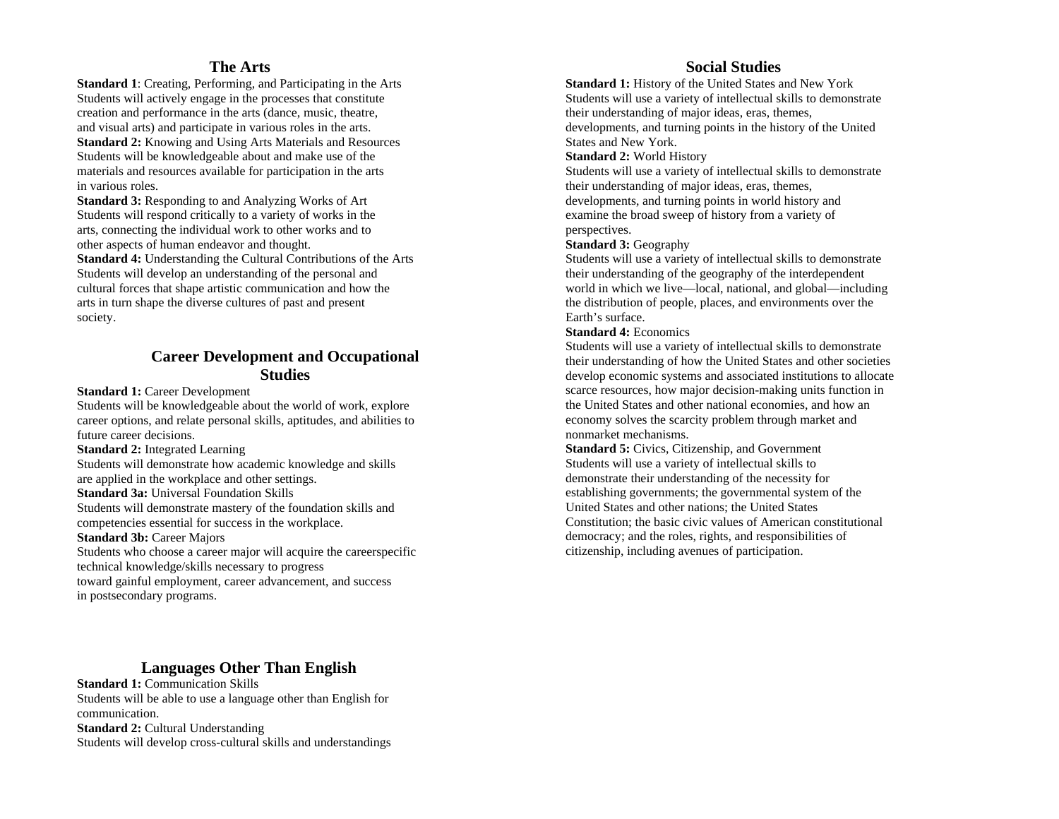## The Arts

**Standard 1**: Creating, Performing, and Participating in the Arts
Students will actively engage in the processes that constitute creation and performance in the arts (dance, music, theatre, and visual arts) and participate in various roles in the arts.

**Standard 2:** Knowing and Using Arts Materials and Resources
Students will be knowledgeable about and make use of the materials and resources available for participation in the arts in various roles.

**Standard 3:** Responding to and Analyzing Works of Art
Students will respond critically to a variety of works in the arts, connecting the individual work to other works and to other aspects of human endeavor and thought.

**Standard 4:** Understanding the Cultural Contributions of the Arts
Students will develop an understanding of the personal and cultural forces that shape artistic communication and how the arts in turn shape the diverse cultures of past and present society.

## Career Development and Occupational Studies

**Standard 1:** Career Development
Students will be knowledgeable about the world of work, explore career options, and relate personal skills, aptitudes, and abilities to future career decisions.

**Standard 2:** Integrated Learning
Students will demonstrate how academic knowledge and skills are applied in the workplace and other settings.

**Standard 3a:** Universal Foundation Skills
Students will demonstrate mastery of the foundation skills and competencies essential for success in the workplace.

**Standard 3b:** Career Majors
Students who choose a career major will acquire the careerspecific technical knowledge/skills necessary to progress toward gainful employment, career advancement, and success in postsecondary programs.

## Languages Other Than English

**Standard 1:** Communication Skills
Students will be able to use a language other than English for communication.

**Standard 2:** Cultural Understanding
Students will develop cross-cultural skills and understandings

## Social Studies

**Standard 1:** History of the United States and New York
Students will use a variety of intellectual skills to demonstrate their understanding of major ideas, eras, themes, developments, and turning points in the history of the United States and New York.

**Standard 2:** World History
Students will use a variety of intellectual skills to demonstrate their understanding of major ideas, eras, themes, developments, and turning points in world history and examine the broad sweep of history from a variety of perspectives.

**Standard 3:** Geography
Students will use a variety of intellectual skills to demonstrate their understanding of the geography of the interdependent world in which we live—local, national, and global—including the distribution of people, places, and environments over the Earth's surface.

**Standard 4:** Economics
Students will use a variety of intellectual skills to demonstrate their understanding of how the United States and other societies develop economic systems and associated institutions to allocate scarce resources, how major decision-making units function in the United States and other national economies, and how an economy solves the scarcity problem through market and nonmarket mechanisms.

**Standard 5:** Civics, Citizenship, and Government
Students will use a variety of intellectual skills to demonstrate their understanding of the necessity for establishing governments; the governmental system of the United States and other nations; the United States Constitution; the basic civic values of American constitutional democracy; and the roles, rights, and responsibilities of citizenship, including avenues of participation.